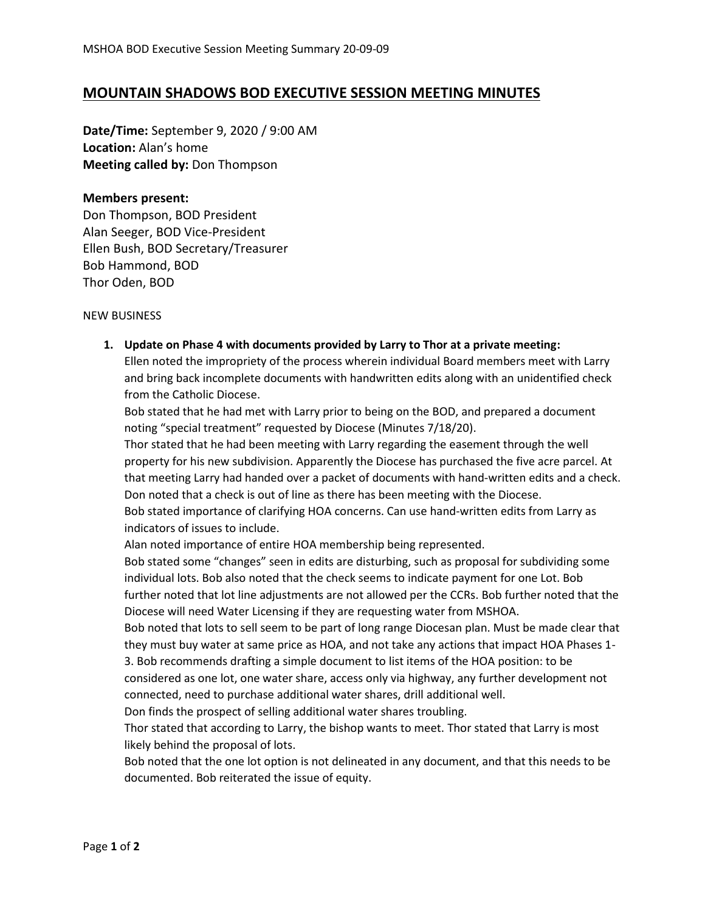# MOUNTAIN SHADOWS BOD EXECUTIVE SESSION MEETING MINUTES

**Date/Time:** September 9, 2020 / 9:00 AM
**Location:** Alan's home
**Meeting called by:** Don Thompson

**Members present:**
Don Thompson, BOD President
Alan Seeger, BOD Vice-President
Ellen Bush, BOD Secretary/Treasurer
Bob Hammond, BOD
Thor Oden, BOD

NEW BUSINESS

1. **Update on Phase 4 with documents provided by Larry to Thor at a private meeting:**
   Ellen noted the impropriety of the process wherein individual Board members meet with Larry and bring back incomplete documents with handwritten edits along with an unidentified check from the Catholic Diocese.
   Bob stated that he had met with Larry prior to being on the BOD, and prepared a document noting "special treatment" requested by Diocese (Minutes 7/18/20).
   Thor stated that he had been meeting with Larry regarding the easement through the well property for his new subdivision. Apparently the Diocese has purchased the five acre parcel. At that meeting Larry had handed over a packet of documents with hand-written edits and a check.
   Don noted that a check is out of line as there has been meeting with the Diocese.
   Bob stated importance of clarifying HOA concerns. Can use hand-written edits from Larry as indicators of issues to include.
   Alan noted importance of entire HOA membership being represented.
   Bob stated some "changes" seen in edits are disturbing, such as proposal for subdividing some individual lots. Bob also noted that the check seems to indicate payment for one Lot. Bob further noted that lot line adjustments are not allowed per the CCRs. Bob further noted that the Diocese will need Water Licensing if they are requesting water from MSHOA.
   Bob noted that lots to sell seem to be part of long range Diocesan plan. Must be made clear that they must buy water at same price as HOA, and not take any actions that impact HOA Phases 1-3. Bob recommends drafting a simple document to list items of the HOA position: to be considered as one lot, one water share, access only via highway, any further development not connected, need to purchase additional water shares, drill additional well.
   Don finds the prospect of selling additional water shares troubling.
   Thor stated that according to Larry, the bishop wants to meet. Thor stated that Larry is most likely behind the proposal of lots.
   Bob noted that the one lot option is not delineated in any document, and that this needs to be documented. Bob reiterated the issue of equity.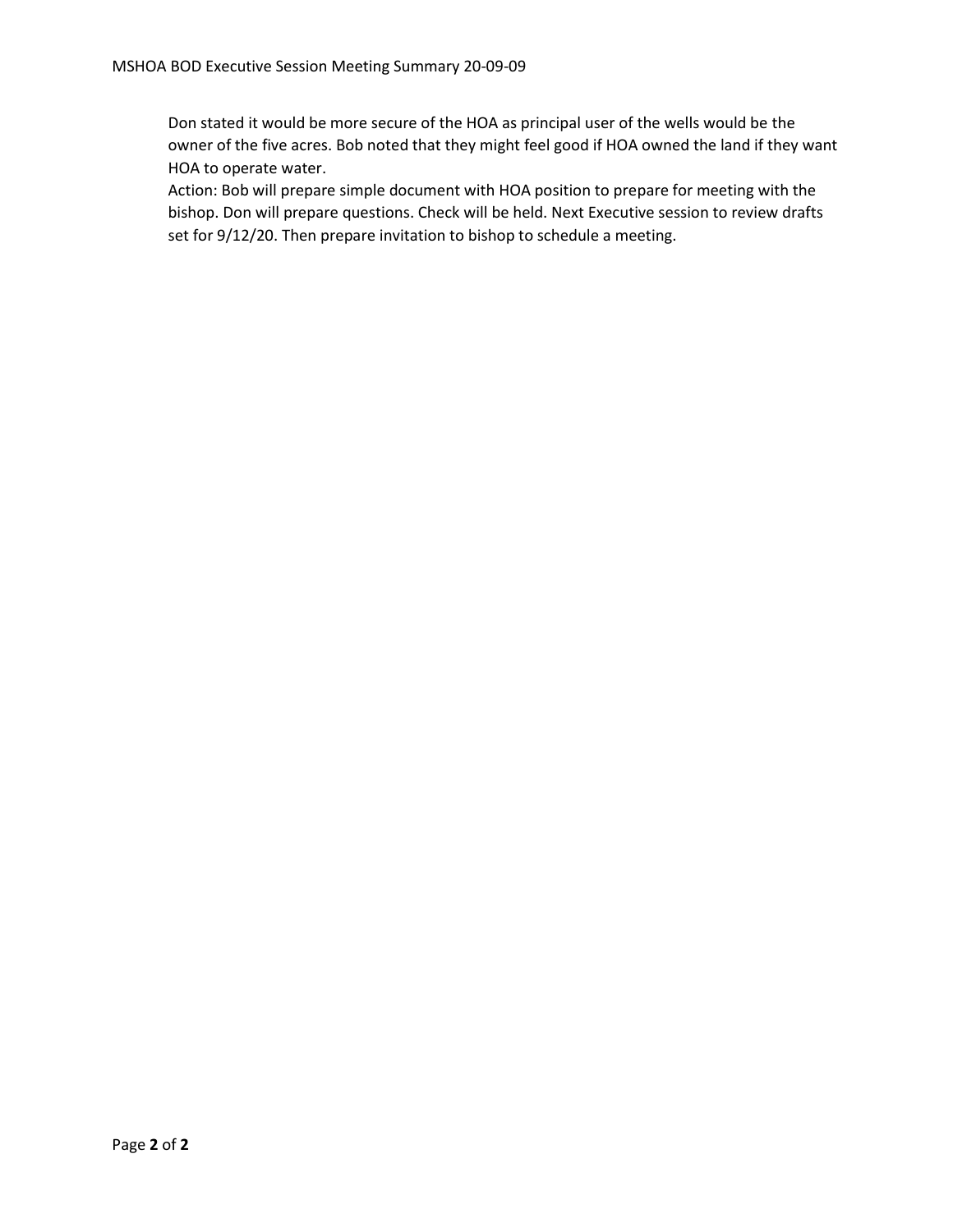Don stated it would be more secure of the HOA as principal user of the wells would be the owner of the five acres. Bob noted that they might feel good if HOA owned the land if they want HOA to operate water.

Action: Bob will prepare simple document with HOA position to prepare for meeting with the bishop. Don will prepare questions. Check will be held. Next Executive session to review drafts set for 9/12/20. Then prepare invitation to bishop to schedule a meeting.